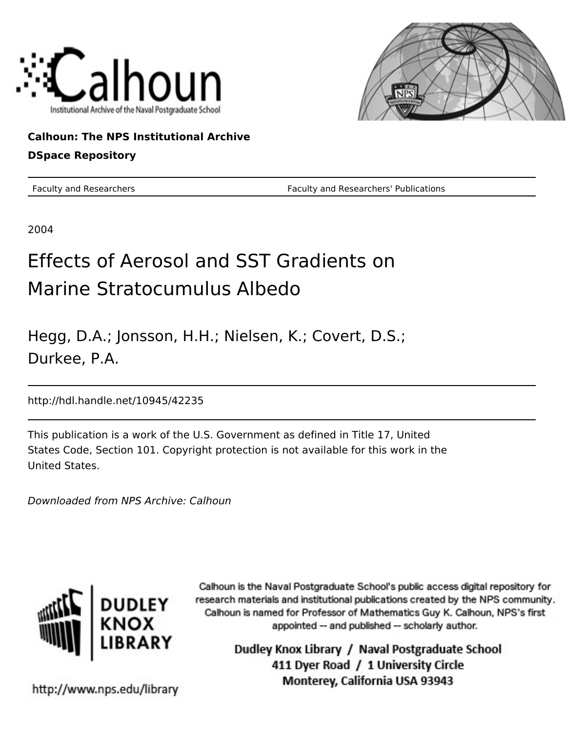Calhoun: The NPS Institutional Archive

DSpace Repository

Faculty and Researchers — Faculty and Researchers' Publications

2004

# Effects of Aerosol and SST Gradients on Marine Stratocumulus Albedo

Hegg, D.A.; Jonsson, H.H.; Nielsen, K.; Covert, D.S.; Durkee, P.A.

http://hdl.handle.net/10945/42235

This publication is a work of the U.S. Government as defined in Title 17, United States Code, Section 101. Copyright protection is not available for this work in the United States.

*Downloaded from NPS Archive: Calhoun*

Calhoun is the Naval Postgraduate School's public access digital repository for research materials and institutional publications created by the NPS community. Calhoun is named for Professor of Mathematics Guy K. Calhoun, NPS's first appointed -- and published -- scholarly author.

Dudley Knox Library / Naval Postgraduate School
411 Dyer Road / 1 University Circle
Monterey, California USA 93943

http://www.nps.edu/library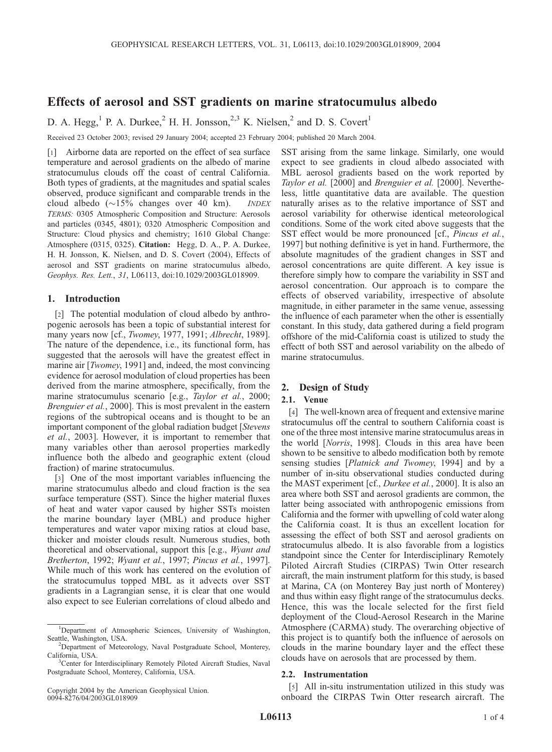# Effects of aerosol and SST gradients on marine stratocumulus albedo

D. A. Hegg,[1] P. A. Durkee,[2] H. H. Jonsson,[2,3] K. Nielsen,[2] and D. S. Covert[1]

Received 23 October 2003; revised 29 January 2004; accepted 23 February 2004; published 20 March 2004.

[1] Airborne data are reported on the effect of sea surface temperature and aerosol gradients on the albedo of marine stratocumulus clouds off the coast of central California. Both types of gradients, at the magnitudes and spatial scales observed, produce significant and comparable trends in the cloud albedo (~15% changes over 40 km). *INDEX TERMS:* 0305 Atmospheric Composition and Structure: Aerosols and particles (0345, 4801); 0320 Atmospheric Composition and Structure: Cloud physics and chemistry; 1610 Global Change: Atmosphere (0315, 0325). **Citation:** Hegg, D. A., P. A. Durkee, H. H. Jonsson, K. Nielsen, and D. S. Covert (2004), Effects of aerosol and SST gradients on marine stratocumulus albedo, *Geophys. Res. Lett.*, *31*, L06113, doi:10.1029/2003GL018909.

## 1. Introduction

[2] The potential modulation of cloud albedo by anthropogenic aerosols has been a topic of substantial interest for many years now [cf., *Twomey*, 1977, 1991; *Albrecht*, 1989]. The nature of the dependence, i.e., its functional form, has suggested that the aerosols will have the greatest effect in marine air [*Twomey*, 1991] and, indeed, the most convincing evidence for aerosol modulation of cloud properties has been derived from the marine atmosphere, specifically, from the marine stratocumulus scenario [e.g., *Taylor et al.*, 2000; *Brenguier et al.*, 2000]. This is most prevalent in the eastern regions of the subtropical oceans and is thought to be an important component of the global radiation budget [*Stevens et al.*, 2003]. However, it is important to remember that many variables other than aerosol properties markedly influence both the albedo and geographic extent (cloud fraction) of marine stratocumulus.

[3] One of the most important variables influencing the marine stratocumulus albedo and cloud fraction is the sea surface temperature (SST). Since the higher material fluxes of heat and water vapor caused by higher SSTs moisten the marine boundary layer (MBL) and produce higher temperatures and water vapor mixing ratios at cloud base, thicker and moister clouds result. Numerous studies, both theoretical and observational, support this [e.g., *Wyant and Bretherton*, 1992; *Wyant et al.*, 1997; *Pincus et al.*, 1997]. While much of this work has centered on the evolution of the stratocumulus topped MBL as it advects over SST gradients in a Lagrangian sense, it is clear that one would also expect to see Eulerian correlations of cloud albedo and SST arising from the same linkage. Similarly, one would expect to see gradients in cloud albedo associated with MBL aerosol gradients based on the work reported by *Taylor et al.* [2000] and *Brenguier et al.* [2000]. Nevertheless, little quantitative data are available. The question naturally arises as to the relative importance of SST and aerosol variability for otherwise identical meteorological conditions. Some of the work cited above suggests that the SST effect would be more pronounced [cf., *Pincus et al.*, 1997] but nothing definitive is yet in hand. Furthermore, the absolute magnitudes of the gradient changes in SST and aerosol concentrations are quite different. A key issue is therefore simply how to compare the variability in SST and aerosol concentration. Our approach is to compare the effects of observed variability, irrespective of absolute magnitude, in either parameter in the same venue, assessing the influence of each parameter when the other is essentially constant. In this study, data gathered during a field program offshore of the mid-California coast is utilized to study the effectt of both SST and aerosol variability on the albedo of marine stratocumulus.

## 2. Design of Study

### 2.1. Venue

[4] The well-known area of frequent and extensive marine stratocumulus off the central to southern California coast is one of the three most intensive marine stratocumulus areas in the world [*Norris*, 1998]. Clouds in this area have been shown to be sensitive to albedo modification both by remote sensing studies [*Platnick and Twomey*, 1994] and by a number of in-situ observational studies conducted during the MAST experiment [cf., *Durkee et al.*, 2000]. It is also an area where both SST and aerosol gradients are common, the latter being associated with anthropogenic emissions from California and the former with upwelling of cold water along the California coast. It is thus an excellent location for assessing the effect of both SST and aerosol gradients on stratocumulus albedo. It is also favorable from a logistics standpoint since the Center for Interdisciplinary Remotely Piloted Aircraft Studies (CIRPAS) Twin Otter research aircraft, the main instrument platform for this study, is based at Marina, CA (on Monterey Bay just north of Monterey) and thus within easy flight range of the stratocumulus decks. Hence, this was the locale selected for the first field deployment of the Cloud-Aerosol Research in the Marine Atmosphere (CARMA) study. The overarching objective of this project is to quantify both the influence of aerosols on clouds in the marine boundary layer and the effect these clouds have on aerosols that are processed by them.

### 2.2. Instrumentation

[5] All in-situ instrumentation utilized in this study was onboard the CIRPAS Twin Otter research aircraft. The

[1] Department of Atmospheric Sciences, University of Washington, Seattle, Washington, USA.

[2] Department of Meteorology, Naval Postgraduate School, Monterey, California, USA.

[3] Center for Interdisciplinary Remotely Piloted Aircraft Studies, Naval Postgraduate School, Monterey, California, USA.

Copyright 2004 by the American Geophysical Union.
0094-8276/04/2003GL018909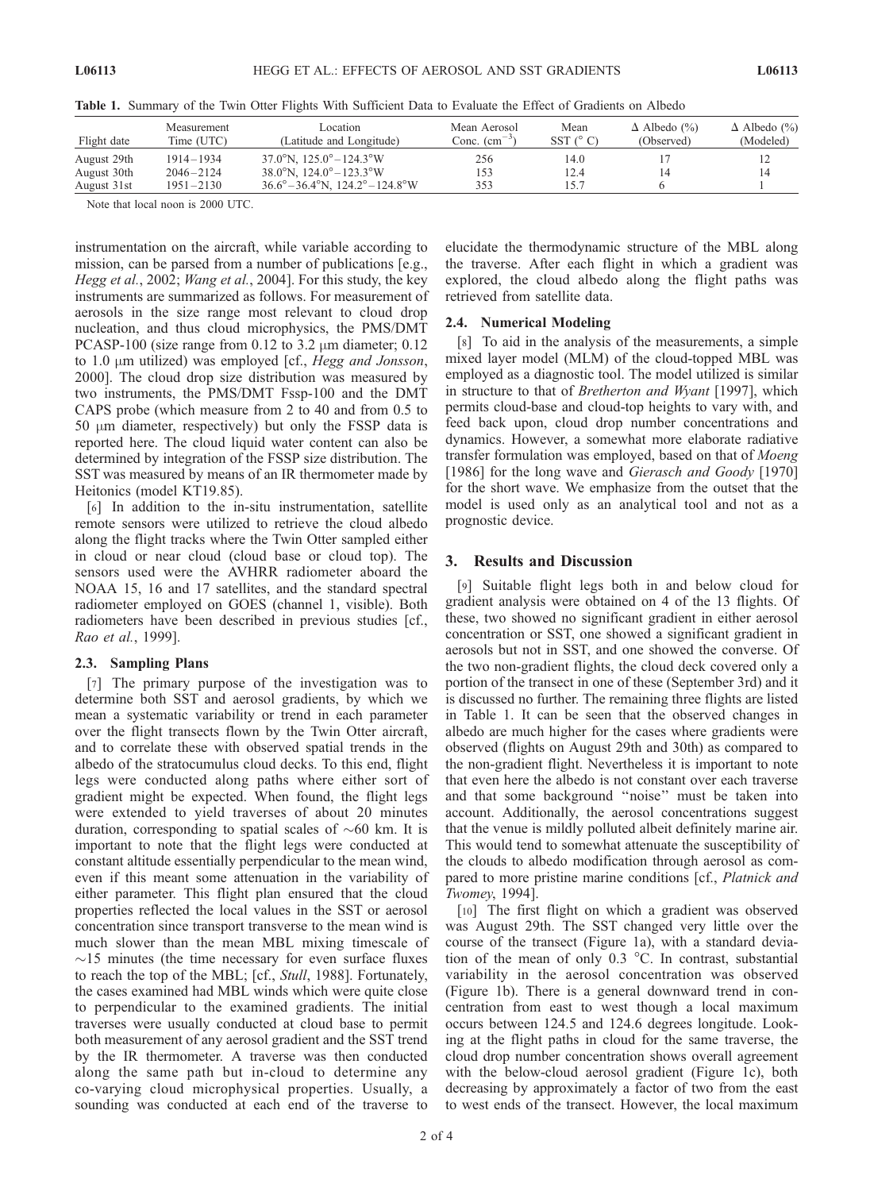**Table 1.** Summary of the Twin Otter Flights With Sufficient Data to Evaluate the Effect of Gradients on Albedo

| Flight date | Measurement Time (UTC) | Location (Latitude and Longitude) | Mean Aerosol Conc. ($cm^{-3}$) | Mean SST (° C) | Δ Albedo (%) (Observed) | Δ Albedo (%) (Modeled) |
|---|---|---|---|---|---|---|
| August 29th | 1914–1934 | 37.0°N, 125.0°–124.3°W | 256 | 14.0 | 17 | 12 |
| August 30th | 2046–2124 | 38.0°N, 124.0°–123.3°W | 153 | 12.4 | 14 | 14 |
| August 31st | 1951–2130 | 36.6°–36.4°N, 124.2°–124.8°W | 353 | 15.7 | 6 | 1 |

Note that local noon is 2000 UTC.

instrumentation on the aircraft, while variable according to mission, can be parsed from a number of publications [e.g., *Hegg et al.*, 2002; *Wang et al.*, 2004]. For this study, the key instruments are summarized as follows. For measurement of aerosols in the size range most relevant to cloud drop nucleation, and thus cloud microphysics, the PMS/DMT PCASP-100 (size range from 0.12 to 3.2 μm diameter; 0.12 to 1.0 μm utilized) was employed [cf., *Hegg and Jonsson*, 2000]. The cloud drop size distribution was measured by two instruments, the PMS/DMT Fssp-100 and the DMT CAPS probe (which measure from 2 to 40 and from 0.5 to 50 μm diameter, respectively) but only the FSSP data is reported here. The cloud liquid water content can also be determined by integration of the FSSP size distribution. The SST was measured by means of an IR thermometer made by Heitonics (model KT19.85).

[6] In addition to the in-situ instrumentation, satellite remote sensors were utilized to retrieve the cloud albedo along the flight tracks where the Twin Otter sampled either in cloud or near cloud (cloud base or cloud top). The sensors used were the AVHRR radiometer aboard the NOAA 15, 16 and 17 satellites, and the standard spectral radiometer employed on GOES (channel 1, visible). Both radiometers have been described in previous studies [cf., *Rao et al.*, 1999].

### 2.3. Sampling Plans

[7] The primary purpose of the investigation was to determine both SST and aerosol gradients, by which we mean a systematic variability or trend in each parameter over the flight transects flown by the Twin Otter aircraft, and to correlate these with observed spatial trends in the albedo of the stratocumulus cloud decks. To this end, flight legs were conducted along paths where either sort of gradient might be expected. When found, the flight legs were extended to yield traverses of about 20 minutes duration, corresponding to spatial scales of ∼60 km. It is important to note that the flight legs were conducted at constant altitude essentially perpendicular to the mean wind, even if this meant some attenuation in the variability of either parameter. This flight plan ensured that the cloud properties reflected the local values in the SST or aerosol concentration since transport transverse to the mean wind is much slower than the mean MBL mixing timescale of ∼15 minutes (the time necessary for even surface fluxes to reach the top of the MBL; [cf., *Stull*, 1988]. Fortunately, the cases examined had MBL winds which were quite close to perpendicular to the examined gradients. The initial traverses were usually conducted at cloud base to permit both measurement of any aerosol gradient and the SST trend by the IR thermometer. A traverse was then conducted along the same path but in-cloud to determine any co-varying cloud microphysical properties. Usually, a sounding was conducted at each end of the traverse to elucidate the thermodynamic structure of the MBL along the traverse. After each flight in which a gradient was explored, the cloud albedo along the flight paths was retrieved from satellite data.

### 2.4. Numerical Modeling

[8] To aid in the analysis of the measurements, a simple mixed layer model (MLM) of the cloud-topped MBL was employed as a diagnostic tool. The model utilized is similar in structure to that of *Bretherton and Wyant* [1997], which permits cloud-base and cloud-top heights to vary with, and feed back upon, cloud drop number concentrations and dynamics. However, a somewhat more elaborate radiative transfer formulation was employed, based on that of *Moeng* [1986] for the long wave and *Gierasch and Goody* [1970] for the short wave. We emphasize from the outset that the model is used only as an analytical tool and not as a prognostic device.

## 3. Results and Discussion

[9] Suitable flight legs both in and below cloud for gradient analysis were obtained on 4 of the 13 flights. Of these, two showed no significant gradient in either aerosol concentration or SST, one showed a significant gradient in aerosols but not in SST, and one showed the converse. Of the two non-gradient flights, the cloud deck covered only a portion of the transect in one of these (September 3rd) and it is discussed no further. The remaining three flights are listed in Table 1. It can be seen that the observed changes in albedo are much higher for the cases where gradients were observed (flights on August 29th and 30th) as compared to the non-gradient flight. Nevertheless it is important to note that even here the albedo is not constant over each traverse and that some background "noise" must be taken into account. Additionally, the aerosol concentrations suggest that the venue is mildly polluted albeit definitely marine air. This would tend to somewhat attenuate the susceptibility of the clouds to albedo modification through aerosol as compared to more pristine marine conditions [cf., *Platnick and Twomey*, 1994].

[10] The first flight on which a gradient was observed was August 29th. The SST changed very little over the course of the transect (Figure 1a), with a standard deviation of the mean of only 0.3 °C. In contrast, substantial variability in the aerosol concentration was observed (Figure 1b). There is a general downward trend in concentration from east to west though a local maximum occurs between 124.5 and 124.6 degrees longitude. Looking at the flight paths in cloud for the same traverse, the cloud drop number concentration shows overall agreement with the below-cloud aerosol gradient (Figure 1c), both decreasing by approximately a factor of two from the east to west ends of the transect. However, the local maximum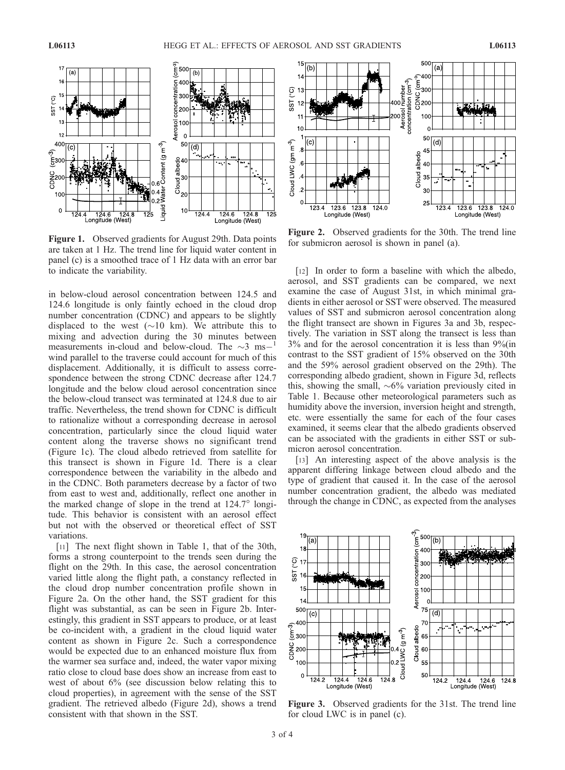17
16
15
14
13
12
SST (°C)
(a)

Aerosol concentration (cm⁻³)
500
400
300
200
100
0
(b)

CDNC (cm⁻³)
400
300
200
100
0
(c)
Liquid Water Content (g m⁻³)
0.6
0.4
0.2
124.4 124.6 124.8 125
Longitude (West)

Cloud albedo
50
40
30
20
10
(d)
124.4 124.6 124.8 125
Longitude (West)

**Figure 1.** Observed gradients for August 29th. Data points are taken at 1 Hz. The trend line for liquid water content in panel (c) is a smoothed trace of 1 Hz data with an error bar to indicate the variability.

15
14
13
12
11
10
SST (°C)
(b)
Aerosol number concentration (cm⁻³)
400
200

CDNC (cm⁻³)
500
400
300
200
100
0
(a)

Cloud LWC (gm m⁻³)
1
.8
.6
.4
.2
0
(c)
123.4 123.6 123.8 124.0
Longitude (West)

Cloud albedo
50
45
40
35
30
25
(d)
123.4 123.6 123.8 124.0
Longitude (West)

**Figure 2.** Observed gradients for the 30th. The trend line for submicron aerosol is shown in panel (a).

in below-cloud aerosol concentration between 124.5 and 124.6 longitude is only faintly echoed in the cloud drop number concentration (CDNC) and appears to be slightly displaced to the west (~10 km). We attribute this to mixing and advection during the 30 minutes between measurements in-cloud and below-cloud. The ~3 $ms^{-1}$ wind parallel to the traverse could account for much of this displacement. Additionally, it is difficult to assess correspondence between the strong CDNC decrease after 124.7 longitude and the below cloud aerosol concentration since the below-cloud transect was terminated at 124.8 due to air traffic. Nevertheless, the trend shown for CDNC is difficult to rationalize without a corresponding decrease in aerosol concentration, particularly since the cloud liquid water content along the traverse shows no significant trend (Figure 1c). The cloud albedo retrieved from satellite for this transect is shown in Figure 1d. There is a clear correspondence between the variability in the albedo and in the CDNC. Both parameters decrease by a factor of two from east to west and, additionally, reflect one another in the marked change of slope in the trend at 124.7° longitude. This behavior is consistent with an aerosol effect but not with the observed or theoretical effect of SST variations.

[11] The next flight shown in Table 1, that of the 30th, forms a strong counterpoint to the trends seen during the flight on the 29th. In this case, the aerosol concentration varied little along the flight path, a constancy reflected in the cloud drop number concentration profile shown in Figure 2a. On the other hand, the SST gradient for this flight was substantial, as can be seen in Figure 2b. Interestingly, this gradient in SST appears to produce, or at least be co-incident with, a gradient in the cloud liquid water content as shown in Figure 2c. Such a correspondence would be expected due to an enhanced moisture flux from the warmer sea surface and, indeed, the water vapor mixing ratio close to cloud base does show an increase from east to west of about 6% (see discussion below relating this to cloud properties), in agreement with the sense of the SST gradient. The retrieved albedo (Figure 2d), shows a trend consistent with that shown in the SST.

[12] In order to form a baseline with which the albedo, aerosol, and SST gradients can be compared, we next examine the case of August 31st, in which minimal gradients in either aerosol or SST were observed. The measured values of SST and submicron aerosol concentration along the flight transect are shown in Figures 3a and 3b, respectively. The variation in SST along the transect is less than 3% and for the aerosol concentration it is less than 9%(in contrast to the SST gradient of 15% observed on the 30th and the 59% aerosol gradient observed on the 29th). The corresponding albedo gradient, shown in Figure 3d, reflects this, showing the small, ~6% variation previously cited in Table 1. Because other meteorological parameters such as humidity above the inversion, inversion height and strength, etc. were essentially the same for each of the four cases examined, it seems clear that the albedo gradients observed can be associated with the gradients in either SST or submicron aerosol concentration.

[13] An interesting aspect of the above analysis is the apparent differing linkage between cloud albedo and the type of gradient that caused it. In the case of the aerosol number concentration gradient, the albedo was mediated through the change in CDNC, as expected from the analyses

19
18
17
16
15
14
SST (°C)
(a)

Aerosol concentration (cm⁻³)
500
400
300
200
100
0
(b)

CDNC (cm⁻³)
500
400
300
200
100
0
(c)
Cloud LWC (g m⁻³)
0.4
0.2
124.2 124.4 124.6 124.8
Longitude (West)

Cloud albedo
75
70
65
60
55
50
(d)
124.2 124.4 124.6 124.8
Longitude (West)

**Figure 3.** Observed gradients for the 31st. The trend line for cloud LWC is in panel (c).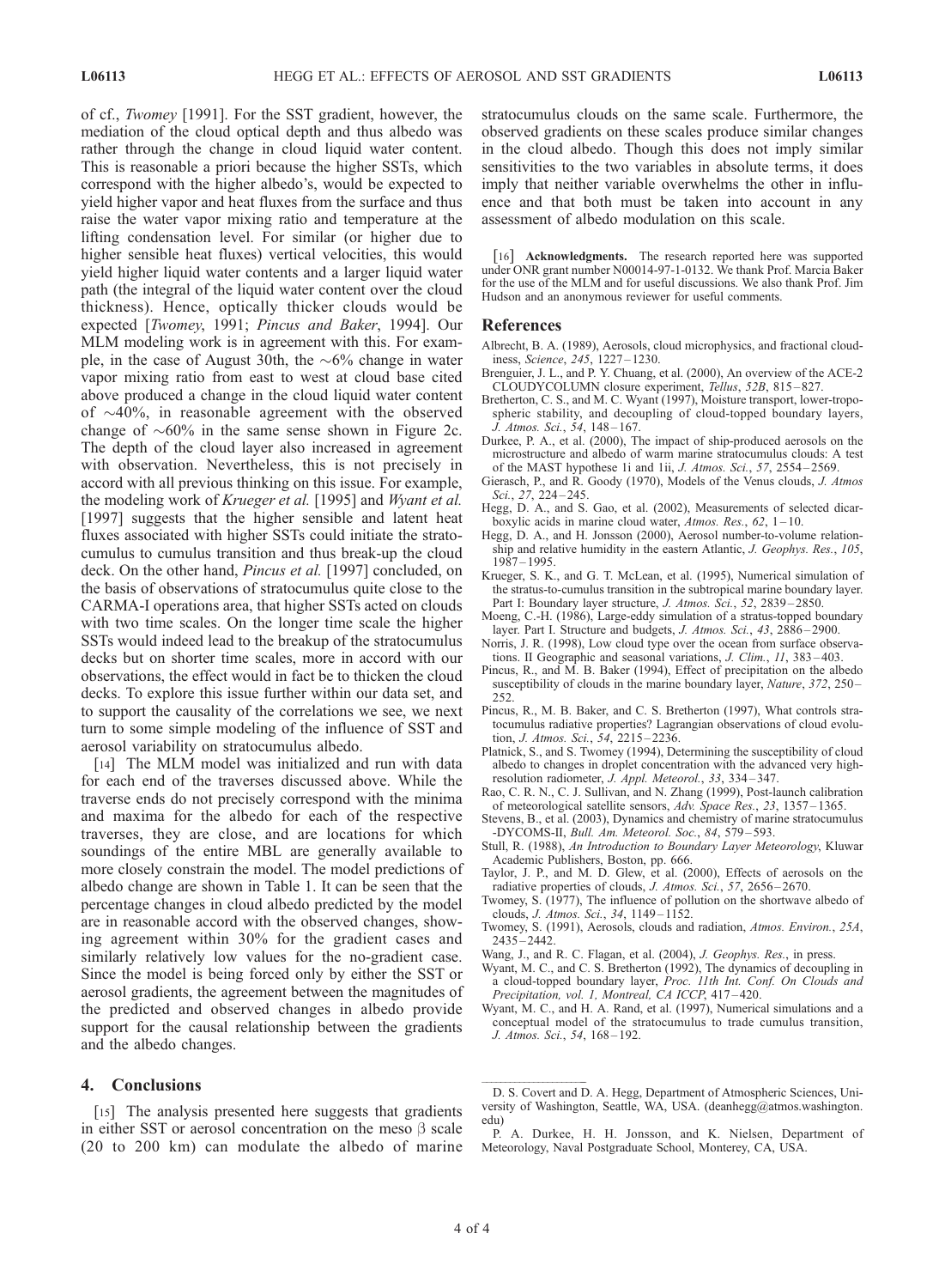of cf., *Twomey* [1991]. For the SST gradient, however, the mediation of the cloud optical depth and thus albedo was rather through the change in cloud liquid water content. This is reasonable a priori because the higher SSTs, which correspond with the higher albedo's, would be expected to yield higher vapor and heat fluxes from the surface and thus raise the water vapor mixing ratio and temperature at the lifting condensation level. For similar (or higher due to higher sensible heat fluxes) vertical velocities, this would yield higher liquid water contents and a larger liquid water path (the integral of the liquid water content over the cloud thickness). Hence, optically thicker clouds would be expected [*Twomey*, 1991; *Pincus and Baker*, 1994]. Our MLM modeling work is in agreement with this. For example, in the case of August 30th, the ~6% change in water vapor mixing ratio from east to west at cloud base cited above produced a change in the cloud liquid water content of ~40%, in reasonable agreement with the observed change of ~60% in the same sense shown in Figure 2c. The depth of the cloud layer also increased in agreement with observation. Nevertheless, this is not precisely in accord with all previous thinking on this issue. For example, the modeling work of *Krueger et al.* [1995] and *Wyant et al.* [1997] suggests that the higher sensible and latent heat fluxes associated with higher SSTs could initiate the stratocumulus to cumulus transition and thus break-up the cloud deck. On the other hand, *Pincus et al.* [1997] concluded, on the basis of observations of stratocumulus quite close to the CARMA-I operations area, that higher SSTs acted on clouds with two time scales. On the longer time scale the higher SSTs would indeed lead to the breakup of the stratocumulus decks but on shorter time scales, more in accord with our observations, the effect would in fact be to thicken the cloud decks. To explore this issue further within our data set, and to support the causality of the correlations we see, we next turn to some simple modeling of the influence of SST and aerosol variability on stratocumulus albedo.

[14] The MLM model was initialized and run with data for each end of the traverses discussed above. While the traverse ends do not precisely correspond with the minima and maxima for the albedo for each of the respective traverses, they are close, and are locations for which soundings of the entire MBL are generally available to more closely constrain the model. The model predictions of albedo change are shown in Table 1. It can be seen that the percentage changes in cloud albedo predicted by the model are in reasonable accord with the observed changes, showing agreement within 30% for the gradient cases and similarly relatively low values for the no-gradient case. Since the model is being forced only by either the SST or aerosol gradients, the agreement between the magnitudes of the predicted and observed changes in albedo provide support for the causal relationship between the gradients and the albedo changes.

## 4. Conclusions

[15] The analysis presented here suggests that gradients in either SST or aerosol concentration on the meso $\beta$ scale (20 to 200 km) can modulate the albedo of marine stratocumulus clouds on the same scale. Furthermore, the observed gradients on these scales produce similar changes in the cloud albedo. Though this does not imply similar sensitivities to the two variables in absolute terms, it does imply that neither variable overwhelms the other in influence and that both must be taken into account in any assessment of albedo modulation on this scale.

[16] **Acknowledgments.** The research reported here was supported under ONR grant number N00014-97-1-0132. We thank Prof. Marcia Baker for the use of the MLM and for useful discussions. We also thank Prof. Jim Hudson and an anonymous reviewer for useful comments.

## References

Albrecht, B. A. (1989), Aerosols, cloud microphysics, and fractional cloudiness, *Science*, *245*, 1227–1230.

Brenguier, J. L., and P. Y. Chuang, et al. (2000), An overview of the ACE-2 CLOUDYCOLUMN closure experiment, *Tellus*, *52B*, 815–827.

Bretherton, C. S., and M. C. Wyant (1997), Moisture transport, lower-tropospheric stability, and decoupling of cloud-topped boundary layers, *J. Atmos. Sci.*, *54*, 148–167.

Durkee, P. A., et al. (2000), The impact of ship-produced aerosols on the microstructure and albedo of warm marine stratocumulus clouds: A test of the MAST hypothese 1i and 1ii, *J. Atmos. Sci.*, *57*, 2554–2569.

Gierasch, P., and R. Goody (1970), Models of the Venus clouds, *J. Atmos Sci.*, *27*, 224–245.

Hegg, D. A., and S. Gao, et al. (2002), Measurements of selected dicarboxylic acids in marine cloud water, *Atmos. Res.*, *62*, 1–10.

Hegg, D. A., and H. Jonsson (2000), Aerosol number-to-volume relationship and relative humidity in the eastern Atlantic, *J. Geophys. Res.*, *105*, 1987–1995.

Krueger, S. K., and G. T. McLean, et al. (1995), Numerical simulation of the stratus-to-cumulus transition in the subtropical marine boundary layer. Part I: Boundary layer structure, *J. Atmos. Sci.*, *52*, 2839–2850.

Moeng, C.-H. (1986), Large-eddy simulation of a stratus-topped boundary layer. Part I. Structure and budgets, *J. Atmos. Sci.*, *43*, 2886–2900.

Norris, J. R. (1998), Low cloud type over the ocean from surface observations. II Geographic and seasonal variations, *J. Clim.*, *11*, 383–403.

Pincus, R., and M. B. Baker (1994), Effect of precipitation on the albedo susceptibility of clouds in the marine boundary layer, *Nature*, *372*, 250–252.

Pincus, R., M. B. Baker, and C. S. Bretherton (1997), What controls stratocumulus radiative properties? Lagrangian observations of cloud evolution, *J. Atmos. Sci.*, *54*, 2215–2236.

Platnick, S., and S. Twomey (1994), Determining the susceptibility of cloud albedo to changes in droplet concentration with the advanced very high-resolution radiometer, *J. Appl. Meteorol.*, *33*, 334–347.

Rao, C. R. N., C. J. Sullivan, and N. Zhang (1999), Post-launch calibration of meteorological satellite sensors, *Adv. Space Res.*, *23*, 1357–1365.

Stevens, B., et al. (2003), Dynamics and chemistry of marine stratocumulus -DYCOMS-II, *Bull. Am. Meteorol. Soc.*, *84*, 579–593.

Stull, R. (1988), *An Introduction to Boundary Layer Meteorology*, Kluwar Academic Publishers, Boston, pp. 666.

Taylor, J. P., and M. D. Glew, et al. (2000), Effects of aerosols on the radiative properties of clouds, *J. Atmos. Sci.*, *57*, 2656–2670.

Twomey, S. (1977), The influence of pollution on the shortwave albedo of clouds, *J. Atmos. Sci.*, *34*, 1149–1152.

Twomey, S. (1991), Aerosols, clouds and radiation, *Atmos. Environ.*, *25A*, 2435–2442.

Wang, J., and R. C. Flagan, et al. (2004), *J. Geophys. Res.*, in press.

Wyant, M. C., and C. S. Bretherton (1992), The dynamics of decoupling in a cloud-topped boundary layer, *Proc. 11th Int. Conf. On Clouds and Precipitation, vol. 1, Montreal, CA ICCP*, 417–420.

Wyant, M. C., and H. A. Rand, et al. (1997), Numerical simulations and a conceptual model of the stratocumulus to trade cumulus transition, *J. Atmos. Sci.*, *54*, 168–192.

D. S. Covert and D. A. Hegg, Department of Atmospheric Sciences, University of Washington, Seattle, WA, USA. (deanhegg@atmos.washington.edu)

P. A. Durkee, H. H. Jonsson, and K. Nielsen, Department of Meteorology, Naval Postgraduate School, Monterey, CA, USA.